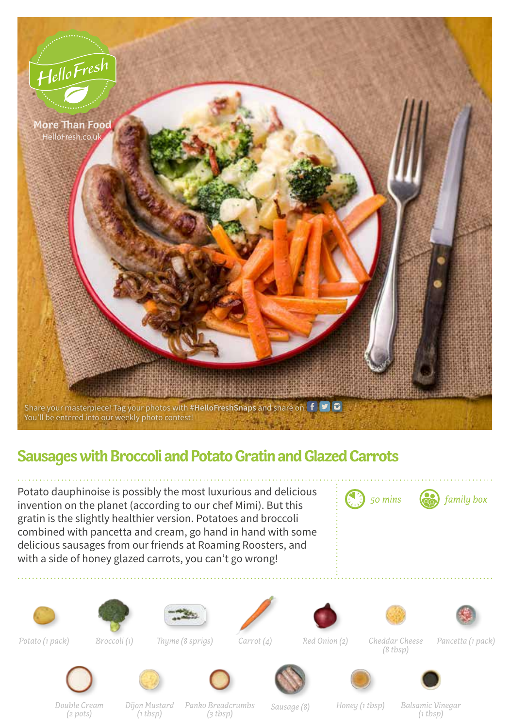HelloFresh

More Than Food

HelloFresh.co.uk

Share your masterpiece! Tag your photos with **#HelloFreshSnaps** and share on

You'll be entered into our weekly photo contest!

# Sausages with Broccoli and Potato Gratin and Glazed Carrots

Potato dauphinoise is possibly the most luxurious and delicious invention on the planet (according to our chef Mimi). But this gratin is the slightly healthier version. Potatoes and broccoli combined with pancetta and cream, go hand in hand with some delicious sausages from our friends at Roaming Roosters, and with a side of honey glazed carrots, you can't go wrong!

*50 mins* *family box*

- *Potato (1 pack)*
- *Broccoli (1)*
- *Thyme (8 sprigs)*
- *Carrot (4)*
- *Red Onion (2)*
- *Cheddar Cheese (8 tbsp)*
- *Pancetta (1 pack)*
- *Double Cream (2 pots)*
- *Dijon Mustard (1 tbsp)*
- *Panko Breadcrumbs (3 tbsp)*
- *Sausage (8)*
- *Honey (1 tbsp)*
- *Balsamic Vinegar (1 tbsp)*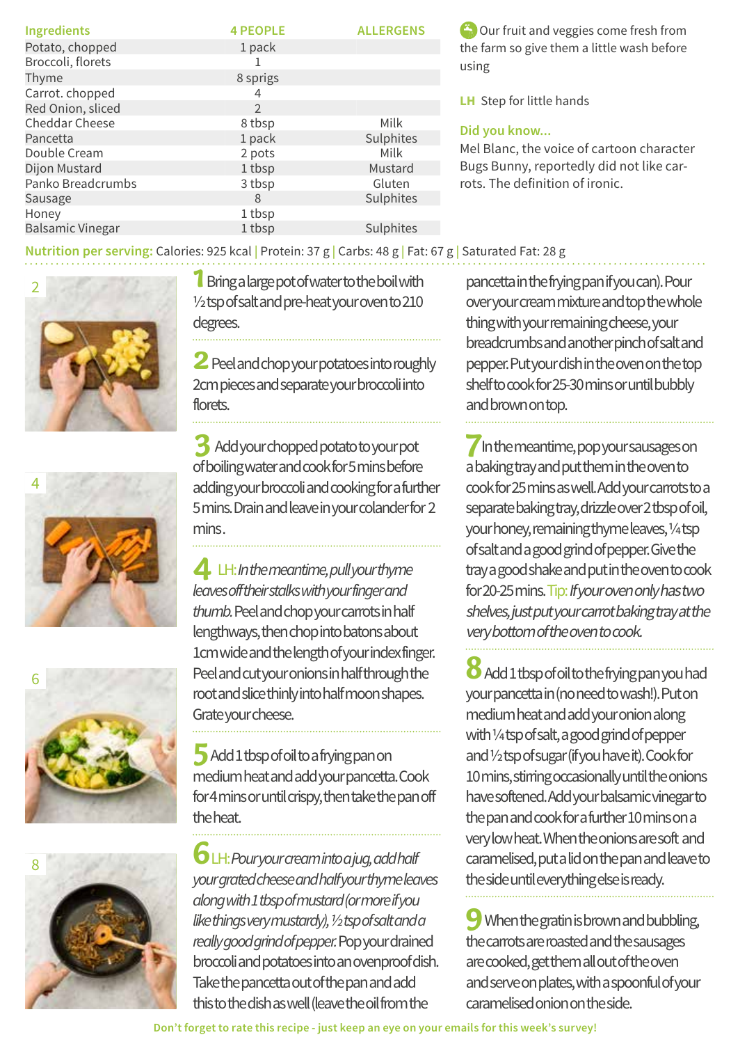| Ingredients | 4 PEOPLE | ALLERGENS |
|---|---|---|
| Potato, chopped | 1 pack | |
| Broccoli, florets | 1 | |
| Thyme | 8 sprigs | |
| Carrot. chopped | 4 | |
| Red Onion, sliced | 2 | |
| Cheddar Cheese | 8 tbsp | Milk |
| Pancetta | 1 pack | Sulphites |
| Double Cream | 2 pots | Milk |
| Dijon Mustard | 1 tbsp | Mustard |
| Panko Breadcrumbs | 3 tbsp | Gluten |
| Sausage | 8 | Sulphites |
| Honey | 1 tbsp | |
| Balsamic Vinegar | 1 tbsp | Sulphites |

Our fruit and veggies come fresh from the farm so give them a little wash before using

**LH** Step for little hands

**Did you know...**

Mel Blanc, the voice of cartoon character Bugs Bunny, reportedly did not like carrots. The definition of ironic.

**Nutrition per serving:** Calories: 925 kcal | Protein: 37 g | Carbs: 48 g | Fat: 67 g | Saturated Fat: 28 g

2

4

6

8

**1** Bring a large pot of water to the boil with ½ tsp of salt and pre-heat your oven to 210 degrees.

**2** Peel and chop your potatoes into roughly 2cm pieces and separate your broccoli into florets.

**3** Add your chopped potato to your pot of boiling water and cook for 5 mins before adding your broccoli and cooking for a further 5 mins. Drain and leave in your colander for 2 mins.

**4** LH: *In the meantime, pull your thyme leaves off their stalks with your finger and thumb.* Peel and chop your carrots in half lengthways, then chop into batons about 1cm wide and the length of your index finger. Peel and cut your onions in half through the root and slice thinly into half moon shapes. Grate your cheese.

**5** Add 1 tbsp of oil to a frying pan on medium heat and add your pancetta. Cook for 4 mins or until crispy, then take the pan off the heat.

**6** LH: *Pour your cream into a jug, add half your grated cheese and half your thyme leaves along with 1 tbsp of mustard (or more if you like things very mustardy), ½ tsp of salt and a really good grind of pepper.* Pop your drained broccoli and potatoes into an ovenproof dish. Take the pancetta out of the pan and add this to the dish as well (leave the oil from the pancetta in the frying pan if you can). Pour over your cream mixture and top the whole thing with your remaining cheese, your breadcrumbs and another pinch of salt and pepper. Put your dish in the oven on the top shelf to cook for 25-30 mins or until bubbly and brown on top.

**7** In the meantime, pop your sausages on a baking tray and put them in the oven to cook for 25 mins as well. Add your carrots to a separate baking tray, drizzle over 2 tbsp of oil, your honey, remaining thyme leaves, ¼ tsp of salt and a good grind of pepper. Give the tray a good shake and put in the oven to cook for 20-25 mins. Tip: *If your oven only has two shelves, just put your carrot baking tray at the very bottom of the oven to cook.*

**8** Add 1 tbsp of oil to the frying pan you had your pancetta in (no need to wash!). Put on medium heat and add your onion along with ¼ tsp of salt, a good grind of pepper and ½ tsp of sugar (if you have it). Cook for 10 mins, stirring occasionally until the onions have softened. Add your balsamic vinegar to the pan and cook for a further 10 mins on a very low heat. When the onions are soft and caramelised, put a lid on the pan and leave to the side until everything else is ready.

**9** When the gratin is brown and bubbling, the carrots are roasted and the sausages are cooked, get them all out of the oven and serve on plates, with a spoonful of your caramelised onion on the side.

Don't forget to rate this recipe - just keep an eye on your emails for this week's survey!